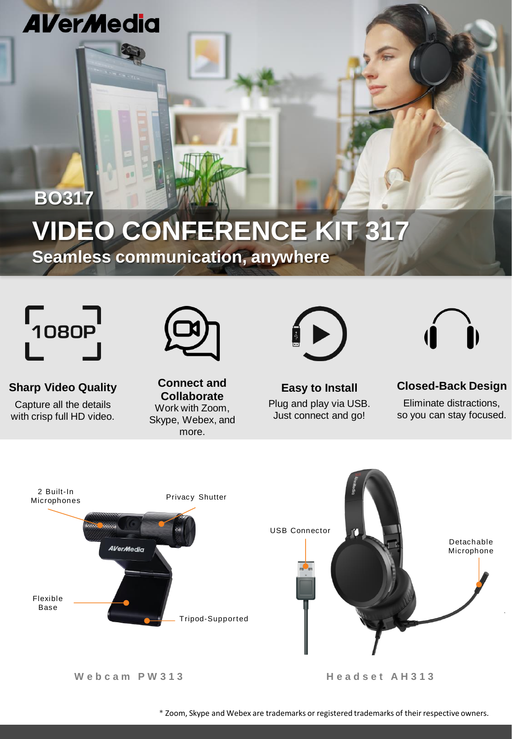AVerMedia

# BO317

# VIDEO CONFERENCE KIT 317

## Seamless communication, anywhere

1080P

### Sharp Video Quality

Capture all the details with crisp full HD video.

### Connect and Collaborate

Work with Zoom, Skype, Webex, and more.

### Easy to Install

Plug and play via USB. Just connect and go!

### Closed-Back Design

Eliminate distractions, so you can stay focused.

2 Built-In Microphones

Privacy Shutter

Flexible Base

Tripod-Supported

USB Connector

Detachable Microphone

**Webcam PW313**

**Headset AH313**

* Zoom, Skype and Webex are trademarks or registered trademarks of their respective owners.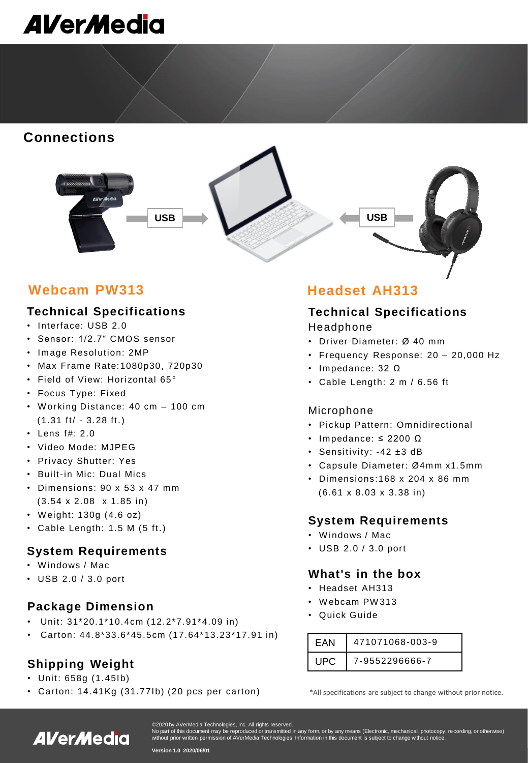## Connections

USB

USB

## Webcam PW313

### Technical Specifications

- Interface: USB 2.0
- Sensor: 1/2.7" CMOS sensor
- Image Resolution: 2MP
- Max Frame Rate:1080p30, 720p30
- Field of View: Horizontal 65°
- Focus Type: Fixed
- Working Distance: 40 cm – 100 cm (1.31 ft/ - 3.28 ft.)
- Lens f#: 2.0
- Video Mode: MJPEG
- Privacy Shutter: Yes
- Built-in Mic: Dual Mics
- Dimensions: 90 x 53 x 47 mm (3.54 x 2.08 x 1.85 in)
- Weight: 130g (4.6 oz)
- Cable Length: 1.5 M (5 ft.)

### System Requirements

- Windows / Mac
- USB 2.0 / 3.0 port

### Package Dimension

- Unit: 31*20.1*10.4cm (12.2*7.91*4.09 in)
- Carton: 44.8*33.6*45.5cm (17.64*13.23*17.91 in)

### Shipping Weight

- Unit: 658g (1.45Ib)
- Carton: 14.41Kg (31.77Ib) (20 pcs per carton)

## Headset AH313

### Technical Specifications

Headphone

- Driver Diameter: Ø 40 mm
- Frequency Response: 20 – 20,000 Hz
- Impedance: 32 Ω
- Cable Length: 2 m / 6.56 ft

Microphone

- Pickup Pattern: Omnidirectional
- Impedance: ≤ 2200 Ω
- Sensitivity: -42 ±3 dB
- Capsule Diameter: Ø4mm x1.5mm
- Dimensions:168 x 204 x 86 mm (6.61 x 8.03 x 3.38 in)

### System Requirements

- Windows / Mac
- USB 2.0 / 3.0 port

### What's in the box

- Headset AH313
- Webcam PW313
- Quick Guide

| | |
|---|---|
| EAN | 471071068-003-9 |
| UPC | 7-9552296666-7 |

*All specifications are subject to change without prior notice.

©2020 by AVerMedia Technologies, Inc. All rights reserved.
No part of this document may be reproduced or transmitted in any form, or by any means (Electronic, mechanical, photocopy, recording, or otherwise) without prior written permission of AVerMedia Technologies. Information in this document is subject to change without notice.

**Version 1.0 2020/06/01**